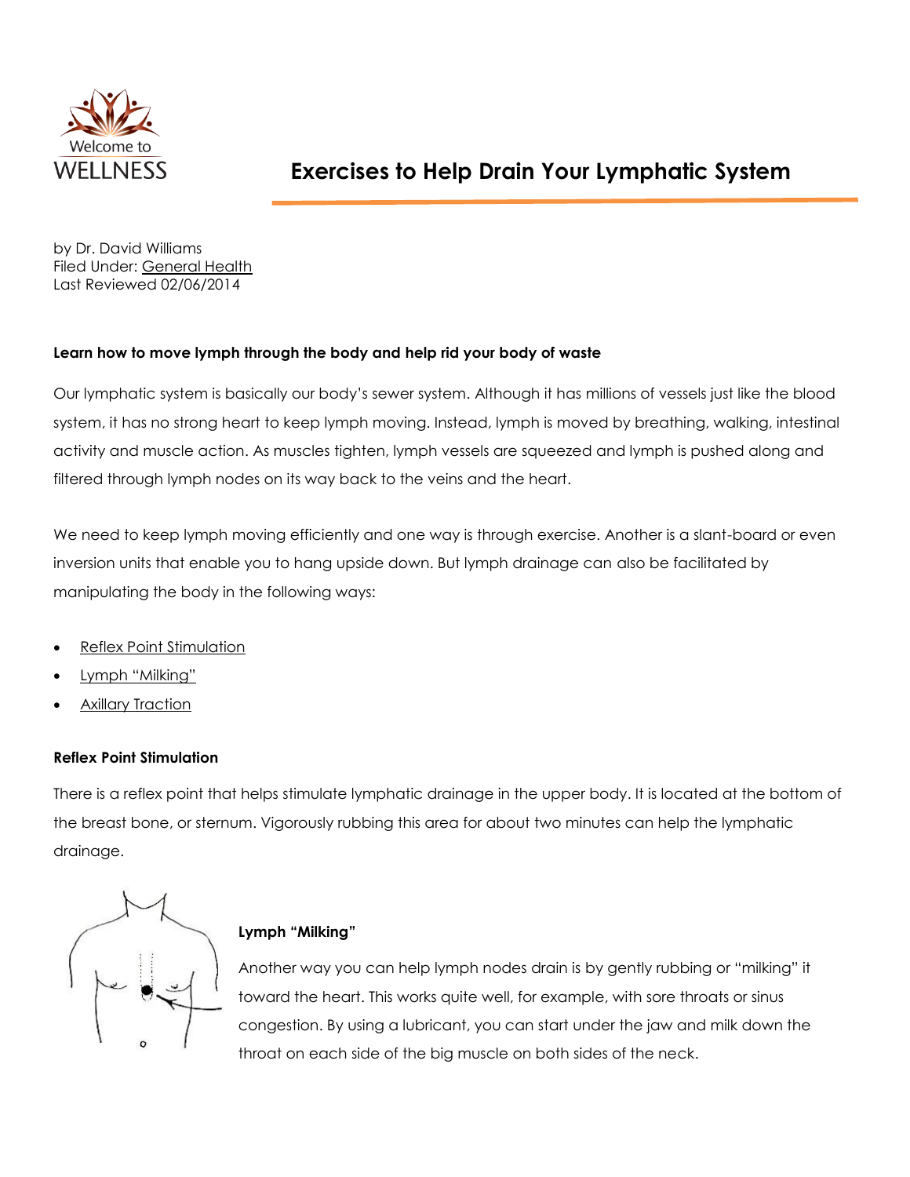Welcome to WELLNESS

# Exercises to Help Drain Your Lymphatic System

by Dr. David Williams
Filed Under: General Health
Last Reviewed 02/06/2014

**Learn how to move lymph through the body and help rid your body of waste**

Our lymphatic system is basically our body's sewer system. Although it has millions of vessels just like the blood system, it has no strong heart to keep lymph moving. Instead, lymph is moved by breathing, walking, intestinal activity and muscle action. As muscles tighten, lymph vessels are squeezed and lymph is pushed along and filtered through lymph nodes on its way back to the veins and the heart.

We need to keep lymph moving efficiently and one way is through exercise. Another is a slant-board or even inversion units that enable you to hang upside down. But lymph drainage can also be facilitated by manipulating the body in the following ways:

- Reflex Point Stimulation
- Lymph "Milking"
- Axillary Traction

### Reflex Point Stimulation

There is a reflex point that helps stimulate lymphatic drainage in the upper body. It is located at the bottom of the breast bone, or sternum. Vigorously rubbing this area for about two minutes can help the lymphatic drainage.

### Lymph "Milking"

Another way you can help lymph nodes drain is by gently rubbing or "milking" it toward the heart. This works quite well, for example, with sore throats or sinus congestion. By using a lubricant, you can start under the jaw and milk down the throat on each side of the big muscle on both sides of the neck.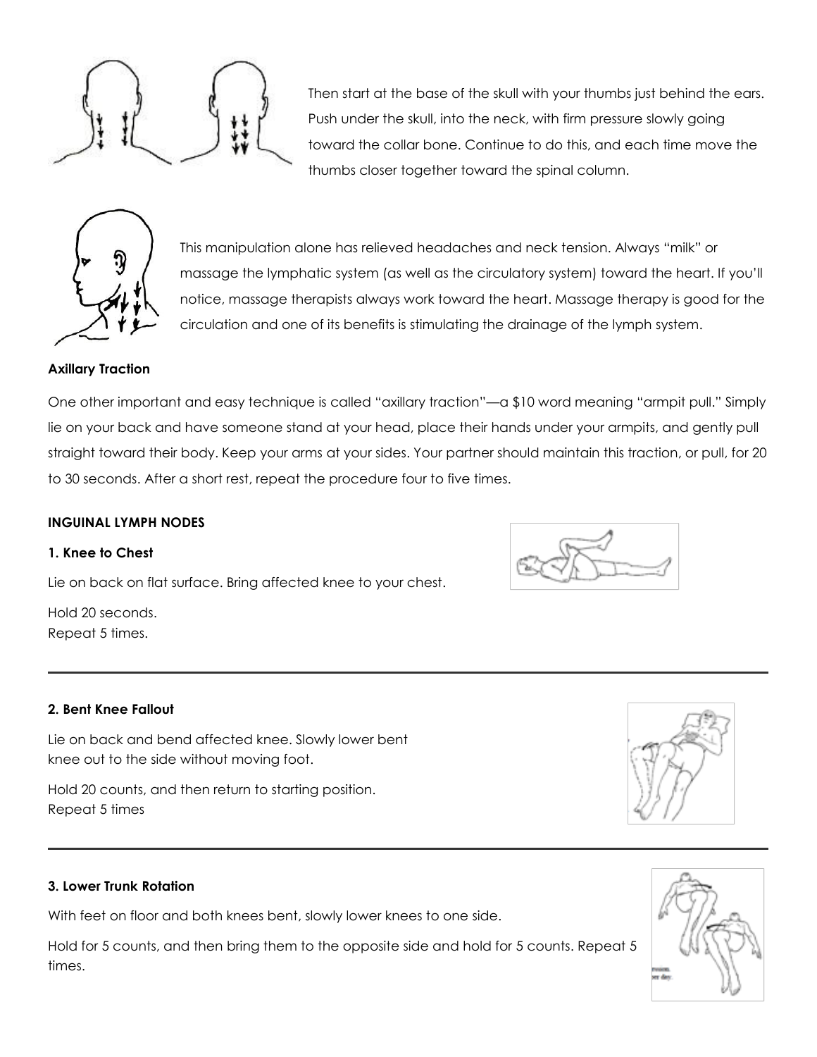Then start at the base of the skull with your thumbs just behind the ears. Push under the skull, into the neck, with firm pressure slowly going toward the collar bone. Continue to do this, and each time move the thumbs closer together toward the spinal column.

This manipulation alone has relieved headaches and neck tension. Always "milk" or massage the lymphatic system (as well as the circulatory system) toward the heart. If you'll notice, massage therapists always work toward the heart. Massage therapy is good for the circulation and one of its benefits is stimulating the drainage of the lymph system.

**Axillary Traction**

One other important and easy technique is called "axillary traction"—a $10 word meaning "armpit pull." Simply lie on your back and have someone stand at your head, place their hands under your armpits, and gently pull straight toward their body. Keep your arms at your sides. Your partner should maintain this traction, or pull, for 20 to 30 seconds. After a short rest, repeat the procedure four to five times.

**INGUINAL LYMPH NODES**

**1. Knee to Chest**

Lie on back on flat surface. Bring affected knee to your chest.

Hold 20 seconds.
Repeat 5 times.

---

**2. Bent Knee Fallout**

Lie on back and bend affected knee. Slowly lower bent knee out to the side without moving foot.

Hold 20 counts, and then return to starting position.
Repeat 5 times

---

**3. Lower Trunk Rotation**

With feet on floor and both knees bent, slowly lower knees to one side.

Hold for 5 counts, and then bring them to the opposite side and hold for 5 counts. Repeat 5 times.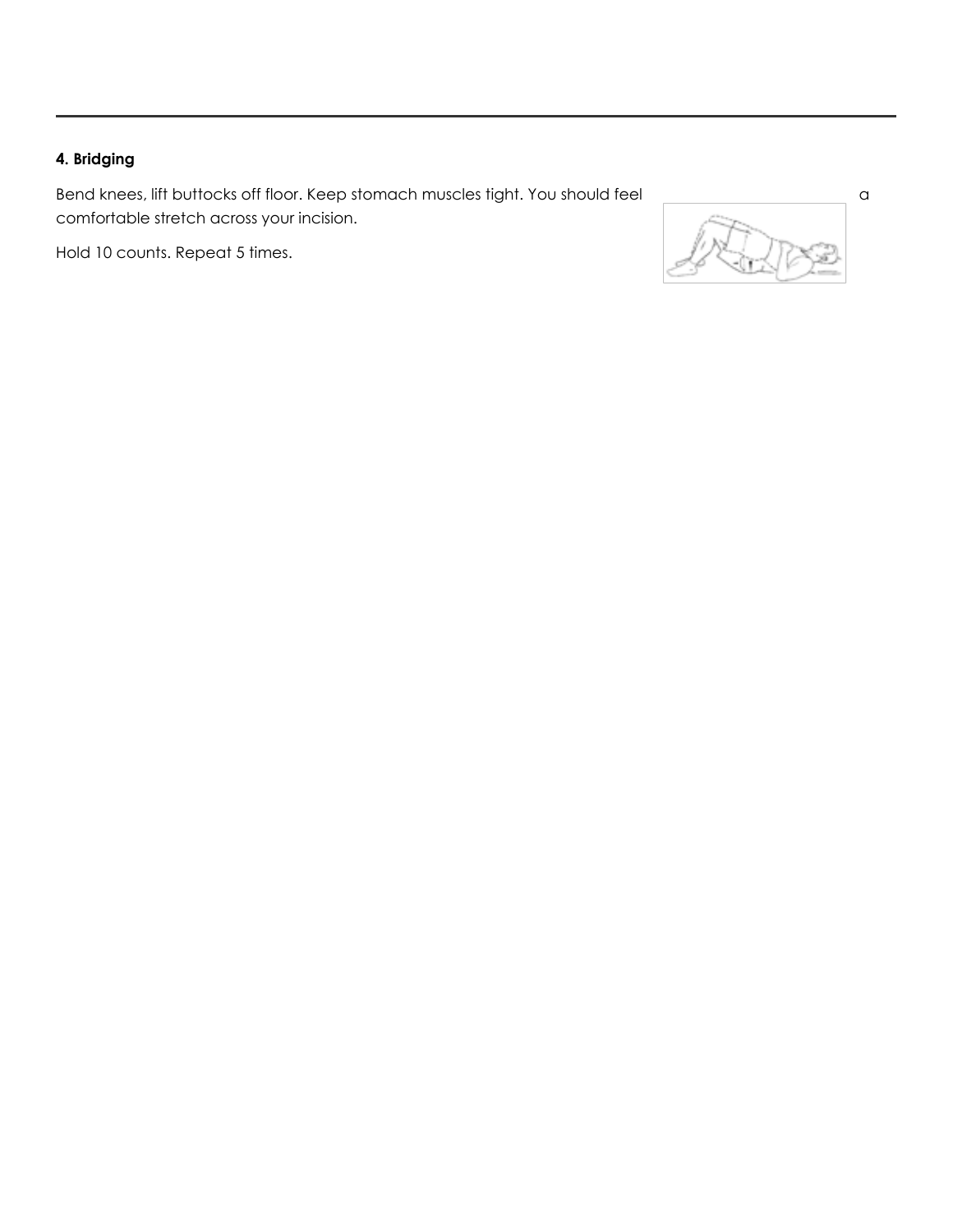**4. Bridging**

Bend knees, lift buttocks off floor. Keep stomach muscles tight. You should feel a comfortable stretch across your incision.

Hold 10 counts. Repeat 5 times.